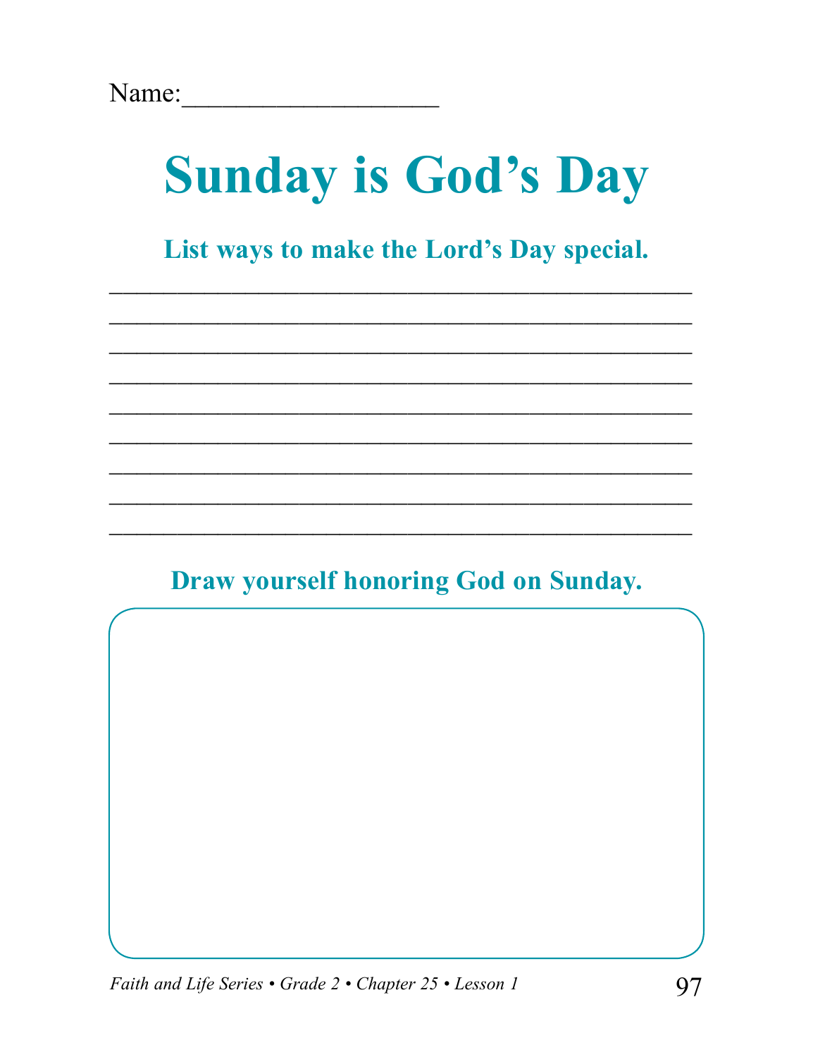Name:___________________

# Sunday is God's Day

## List ways to make the Lord's Day special.

_____________________________________________
_____________________________________________
_____________________________________________
_____________________________________________
_____________________________________________
_____________________________________________
_____________________________________________
_____________________________________________
_____________________________________________

## Draw yourself honoring God on Sunday.

*Faith and Life Series • Grade 2 • Chapter 25 • Lesson 1*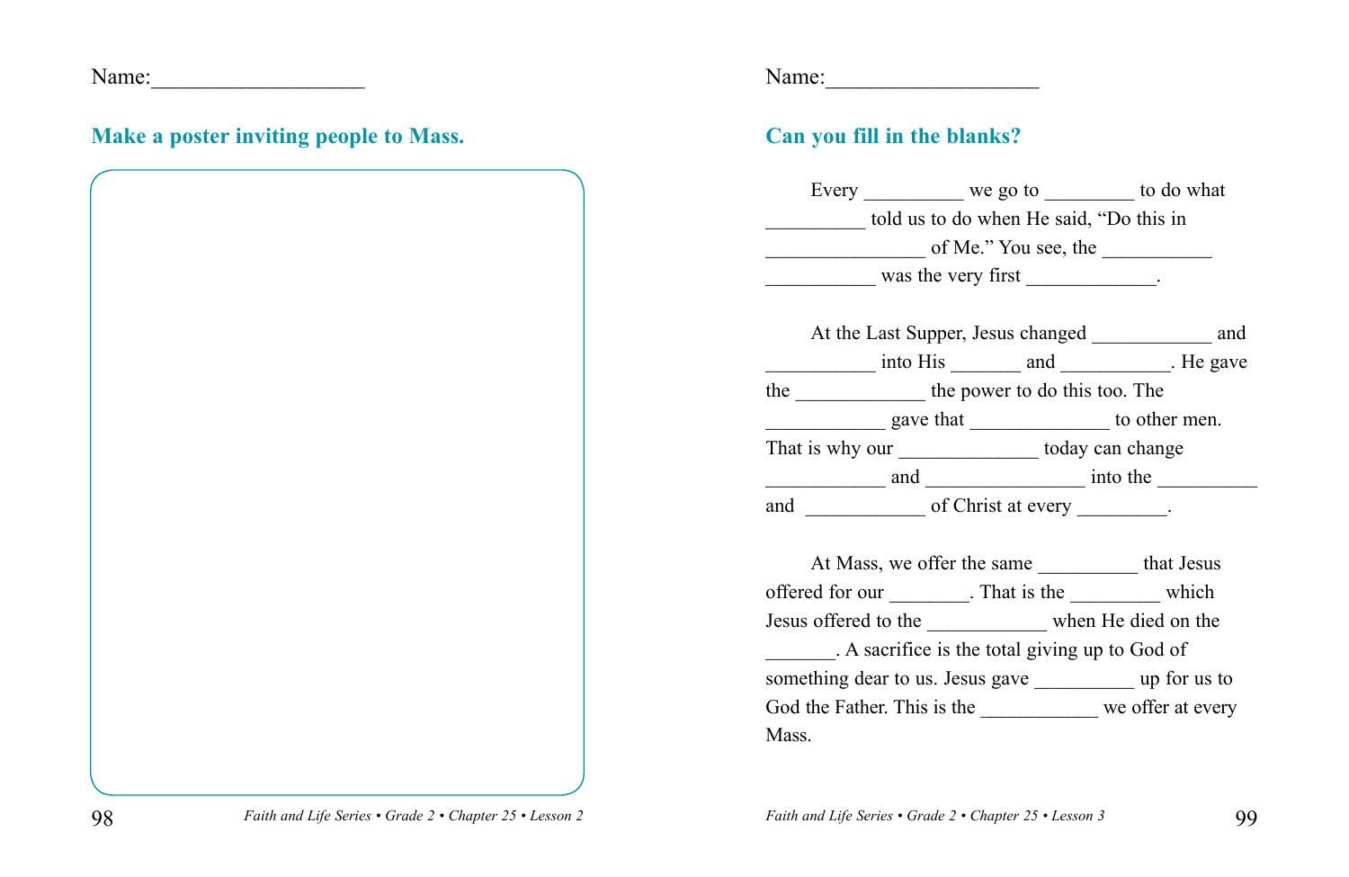Name:__________________

## Make a poster inviting people to Mass.

Name:__________________

## Can you fill in the blanks?

Every _________ we go to _________ to do what _________ told us to do when He said, "Do this in _______________ of Me." You see, the __________ __________ was the very first ____________.

At the Last Supper, Jesus changed ___________ and __________ into His _______ and __________. He gave the ____________ the power to do this too. The ___________ gave that _____________ to other men. That is why our _____________ today can change ___________ and _______________ into the _________ and ___________ of Christ at every _________.

At Mass, we offer the same _________ that Jesus offered for our ________. That is the _________ which Jesus offered to the ___________ when He died on the _______. A sacrifice is the total giving up to God of something dear to us. Jesus gave _________ up for us to God the Father. This is the ___________ we offer at every Mass.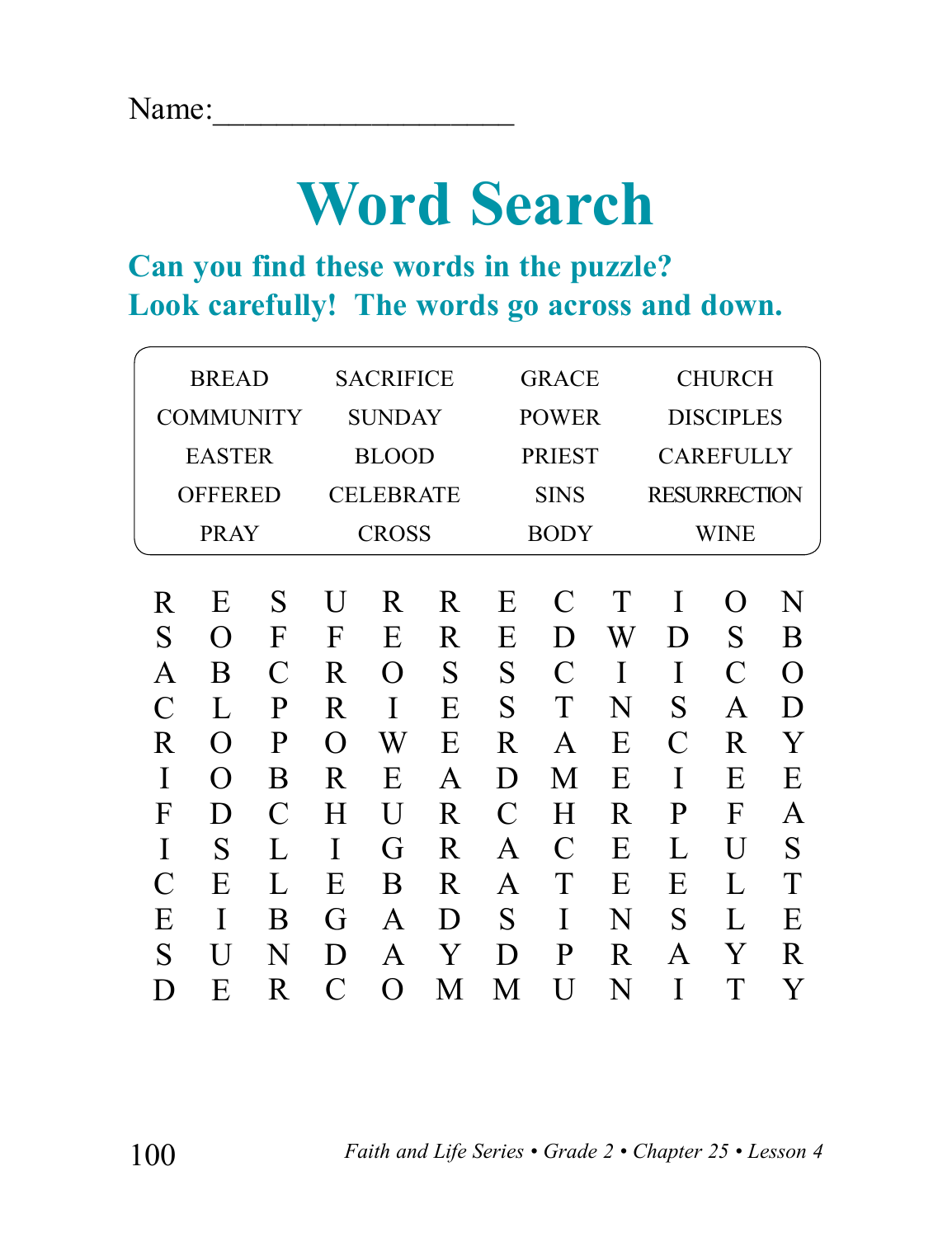Name:___________________

# Word Search

## Can you find these words in the puzzle?
## Look carefully! The words go across and down.

| | | | |
|---|---|---|---|
| BREAD | SACRIFICE | GRACE | CHURCH |
| COMMUNITY | SUNDAY | POWER | DISCIPLES |
| EASTER | BLOOD | PRIEST | CAREFULLY |
| OFFERED | CELEBRATE | SINS | RESURRECTION |
| PRAY | CROSS | BODY | WINE |

```
R E S U R R E C T I O N
S O F F E R E D W D S B
A B C R O S S C I I C O
C L P R I E S T N S A D
R O P O W E R A E C R Y
I O B R E A D M E I E E
F D C H U R C H R P F A
I S L I G R A C E L U S
C E L E B R A T E E L T
E I B G A D S I N S L E
S U N D A Y D P R A Y R
D E R C O M M U N I T Y
```

*Faith and Life Series • Grade 2 • Chapter 25 • Lesson 4*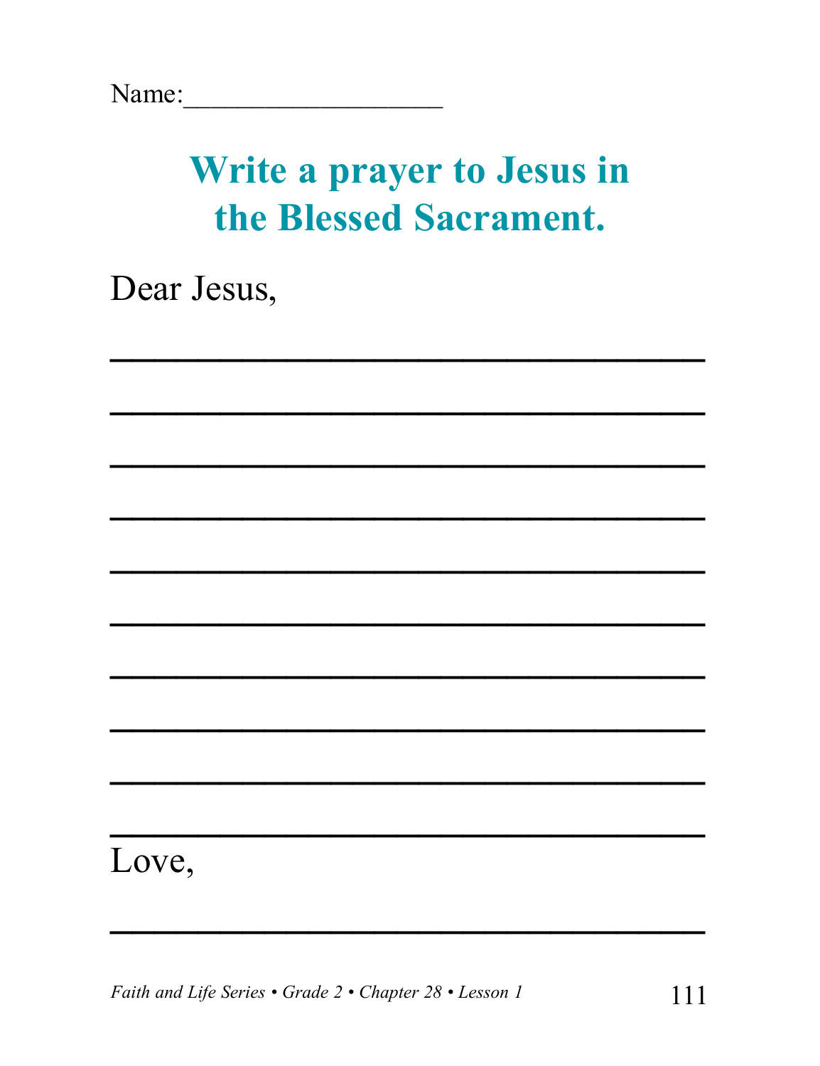Name:__________________

# Write a prayer to Jesus in the Blessed Sacrament.

Dear Jesus,

______________________________

______________________________

______________________________

______________________________

______________________________

______________________________

______________________________

______________________________

______________________________

______________________________

Love,

______________________________

*Faith and Life Series • Grade 2 • Chapter 28 • Lesson 1*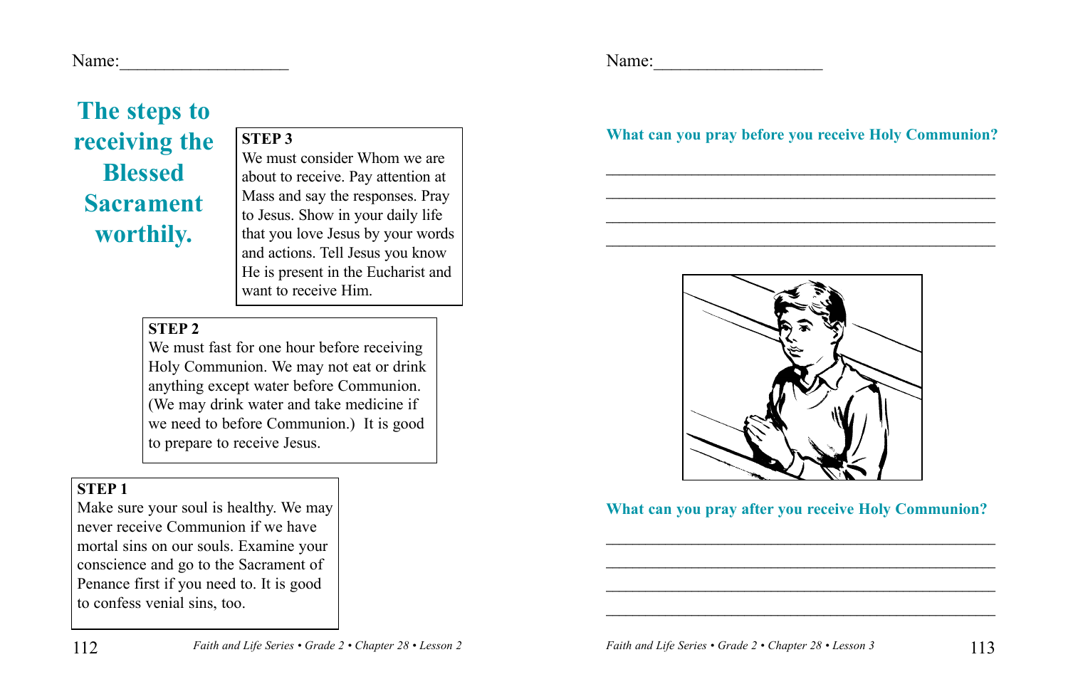Name:___________________

# The steps to receiving the Blessed Sacrament worthily.

**STEP 3**
We must consider Whom we are about to receive. Pay attention at Mass and say the responses. Pray to Jesus. Show in your daily life that you love Jesus by your words and actions. Tell Jesus you know He is present in the Eucharist and want to receive Him.

**STEP 2**
We must fast for one hour before receiving Holy Communion. We may not eat or drink anything except water before Communion. (We may drink water and take medicine if we need to before Communion.) It is good to prepare to receive Jesus.

**STEP 1**
Make sure your soul is healthy. We may never receive Communion if we have mortal sins on our souls. Examine your conscience and go to the Sacrament of Penance first if you need to. It is good to confess venial sins, too.

*Faith and Life Series • Grade 2 • Chapter 28 • Lesson 2*

Name:___________________

### What can you pray before you receive Holy Communion?

______________________________________________

______________________________________________

______________________________________________

______________________________________________

### What can you pray after you receive Holy Communion?

______________________________________________

______________________________________________

______________________________________________

______________________________________________

*Faith and Life Series • Grade 2 • Chapter 28 • Lesson 3*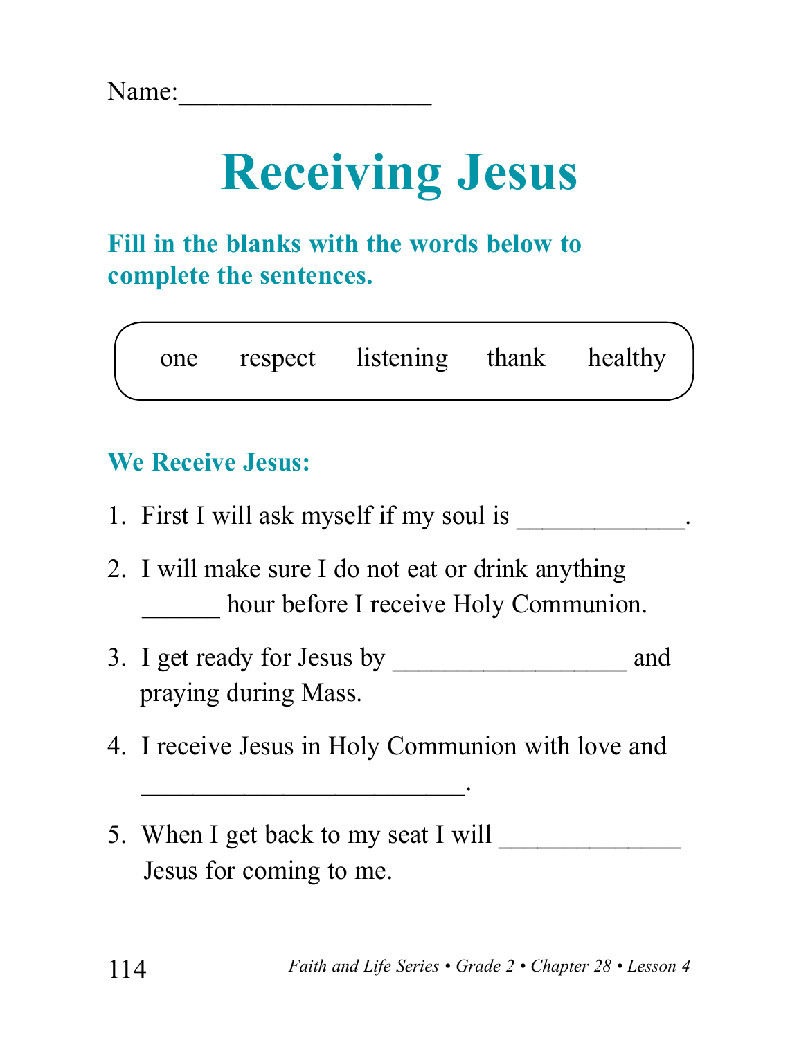Name:__________________

# Receiving Jesus

## Fill in the blanks with the words below to complete the sentences.

| | | | | |
|---|---|---|---|---|
| one | respect | listening | thank | healthy |

### We Receive Jesus:

1. First I will ask myself if my soul is ____________.
2. I will make sure I do not eat or drink anything ______ hour before I receive Holy Communion.
3. I get ready for Jesus by _________________ and praying during Mass.
4. I receive Jesus in Holy Communion with love and ________________________.
5. When I get back to my seat I will _____________ Jesus for coming to me.